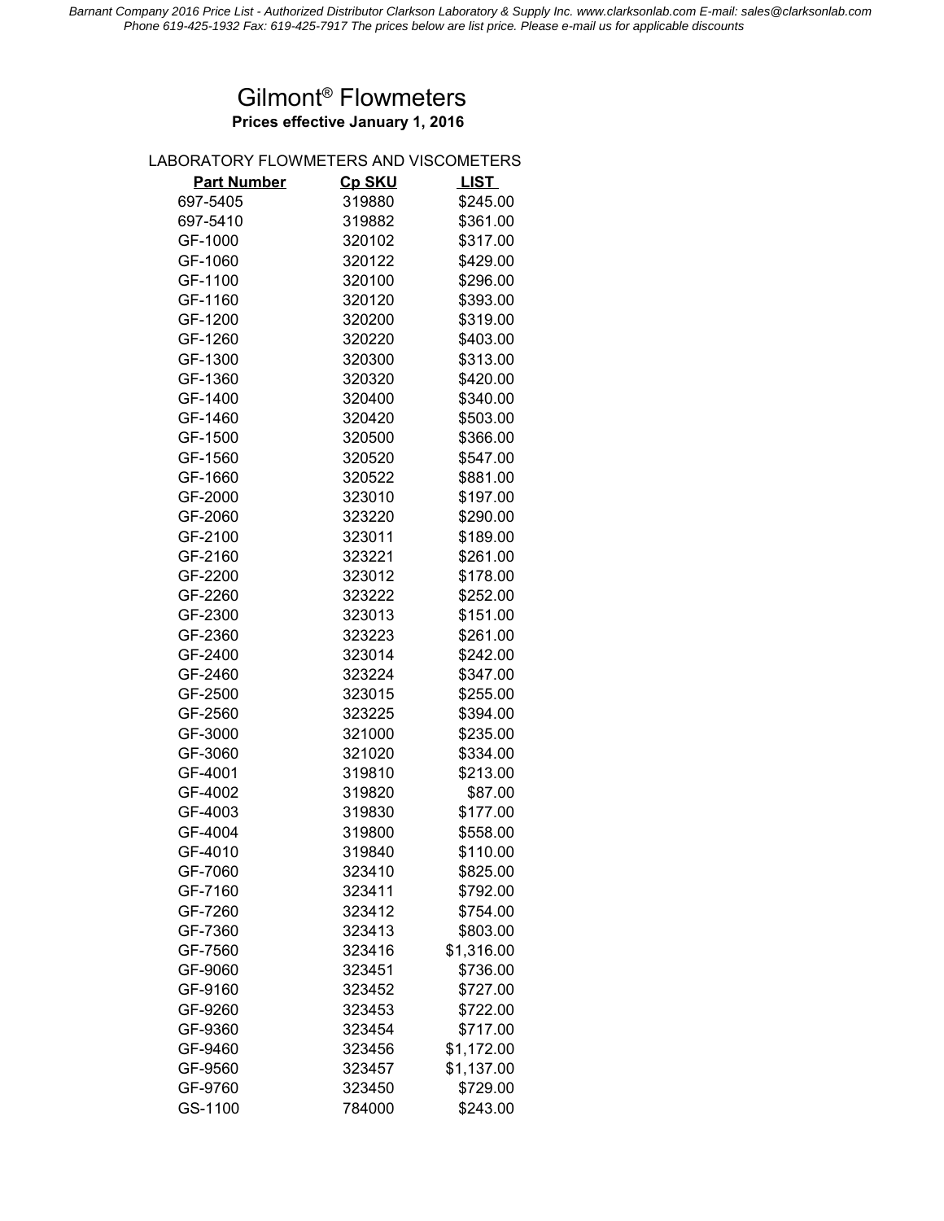# Gilmont® Flowmeters

**Prices effective January 1, 2016**

LABORATORY FLOWMETERS AND VISCOMETERS

| Part Number | Cp SKU | LIST |
|---|---|---|
| 697-5405 | 319880 | $245.00 |
| 697-5410 | 319882 | $361.00 |
| GF-1000 | 320102 | $317.00 |
| GF-1060 | 320122 | $429.00 |
| GF-1100 | 320100 | $296.00 |
| GF-1160 | 320120 | $393.00 |
| GF-1200 | 320200 | $319.00 |
| GF-1260 | 320220 | $403.00 |
| GF-1300 | 320300 | $313.00 |
| GF-1360 | 320320 | $420.00 |
| GF-1400 | 320400 | $340.00 |
| GF-1460 | 320420 | $503.00 |
| GF-1500 | 320500 | $366.00 |
| GF-1560 | 320520 | $547.00 |
| GF-1660 | 320522 | $881.00 |
| GF-2000 | 323010 | $197.00 |
| GF-2060 | 323220 | $290.00 |
| GF-2100 | 323011 | $189.00 |
| GF-2160 | 323221 | $261.00 |
| GF-2200 | 323012 | $178.00 |
| GF-2260 | 323222 | $252.00 |
| GF-2300 | 323013 | $151.00 |
| GF-2360 | 323223 | $261.00 |
| GF-2400 | 323014 | $242.00 |
| GF-2460 | 323224 | $347.00 |
| GF-2500 | 323015 | $255.00 |
| GF-2560 | 323225 | $394.00 |
| GF-3000 | 321000 | $235.00 |
| GF-3060 | 321020 | $334.00 |
| GF-4001 | 319810 | $213.00 |
| GF-4002 | 319820 | $87.00 |
| GF-4003 | 319830 | $177.00 |
| GF-4004 | 319800 | $558.00 |
| GF-4010 | 319840 | $110.00 |
| GF-7060 | 323410 | $825.00 |
| GF-7160 | 323411 | $792.00 |
| GF-7260 | 323412 | $754.00 |
| GF-7360 | 323413 | $803.00 |
| GF-7560 | 323416 | $1,316.00 |
| GF-9060 | 323451 | $736.00 |
| GF-9160 | 323452 | $727.00 |
| GF-9260 | 323453 | $722.00 |
| GF-9360 | 323454 | $717.00 |
| GF-9460 | 323456 | $1,172.00 |
| GF-9560 | 323457 | $1,137.00 |
| GF-9760 | 323450 | $729.00 |
| GS-1100 | 784000 | $243.00 |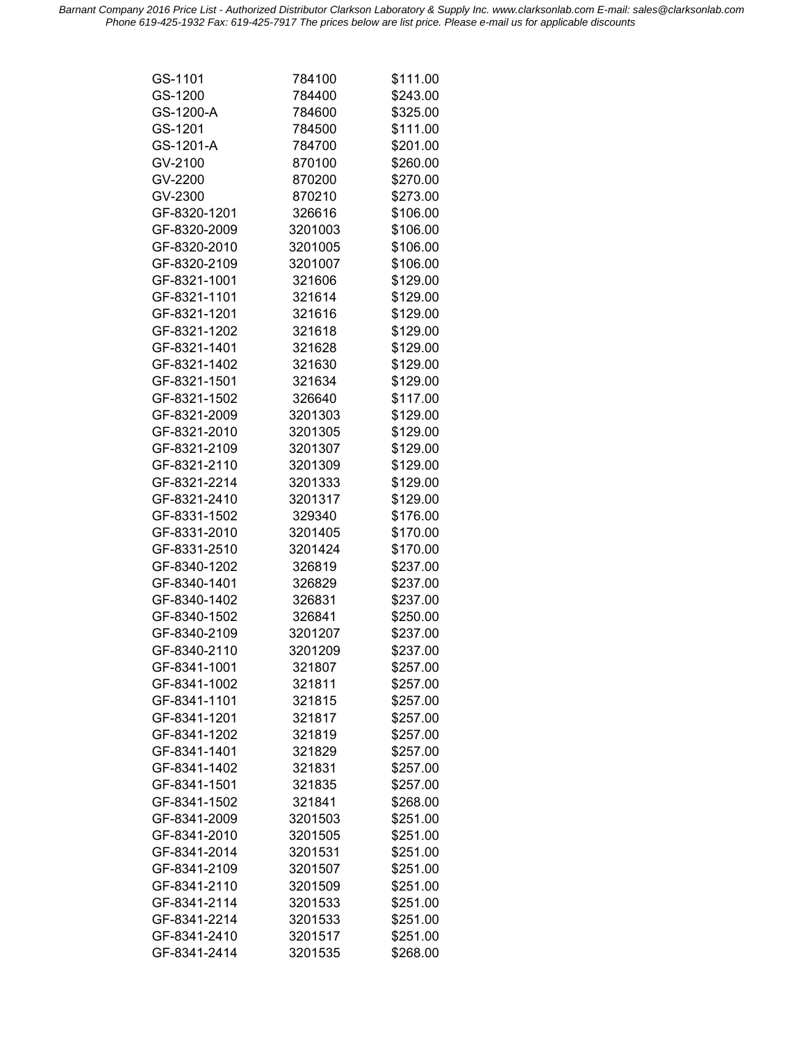| | | |
|---|---|---|
| GS-1101 | 784100 | $111.00 |
| GS-1200 | 784400 | $243.00 |
| GS-1200-A | 784600 | $325.00 |
| GS-1201 | 784500 | $111.00 |
| GS-1201-A | 784700 | $201.00 |
| GV-2100 | 870100 | $260.00 |
| GV-2200 | 870200 | $270.00 |
| GV-2300 | 870210 | $273.00 |
| GF-8320-1201 | 326616 | $106.00 |
| GF-8320-2009 | 3201003 | $106.00 |
| GF-8320-2010 | 3201005 | $106.00 |
| GF-8320-2109 | 3201007 | $106.00 |
| GF-8321-1001 | 321606 | $129.00 |
| GF-8321-1101 | 321614 | $129.00 |
| GF-8321-1201 | 321616 | $129.00 |
| GF-8321-1202 | 321618 | $129.00 |
| GF-8321-1401 | 321628 | $129.00 |
| GF-8321-1402 | 321630 | $129.00 |
| GF-8321-1501 | 321634 | $129.00 |
| GF-8321-1502 | 326640 | $117.00 |
| GF-8321-2009 | 3201303 | $129.00 |
| GF-8321-2010 | 3201305 | $129.00 |
| GF-8321-2109 | 3201307 | $129.00 |
| GF-8321-2110 | 3201309 | $129.00 |
| GF-8321-2214 | 3201333 | $129.00 |
| GF-8321-2410 | 3201317 | $129.00 |
| GF-8331-1502 | 329340 | $176.00 |
| GF-8331-2010 | 3201405 | $170.00 |
| GF-8331-2510 | 3201424 | $170.00 |
| GF-8340-1202 | 326819 | $237.00 |
| GF-8340-1401 | 326829 | $237.00 |
| GF-8340-1402 | 326831 | $237.00 |
| GF-8340-1502 | 326841 | $250.00 |
| GF-8340-2109 | 3201207 | $237.00 |
| GF-8340-2110 | 3201209 | $237.00 |
| GF-8341-1001 | 321807 | $257.00 |
| GF-8341-1002 | 321811 | $257.00 |
| GF-8341-1101 | 321815 | $257.00 |
| GF-8341-1201 | 321817 | $257.00 |
| GF-8341-1202 | 321819 | $257.00 |
| GF-8341-1401 | 321829 | $257.00 |
| GF-8341-1402 | 321831 | $257.00 |
| GF-8341-1501 | 321835 | $257.00 |
| GF-8341-1502 | 321841 | $268.00 |
| GF-8341-2009 | 3201503 | $251.00 |
| GF-8341-2010 | 3201505 | $251.00 |
| GF-8341-2014 | 3201531 | $251.00 |
| GF-8341-2109 | 3201507 | $251.00 |
| GF-8341-2110 | 3201509 | $251.00 |
| GF-8341-2114 | 3201533 | $251.00 |
| GF-8341-2214 | 3201533 | $251.00 |
| GF-8341-2410 | 3201517 | $251.00 |
| GF-8341-2414 | 3201535 | $268.00 |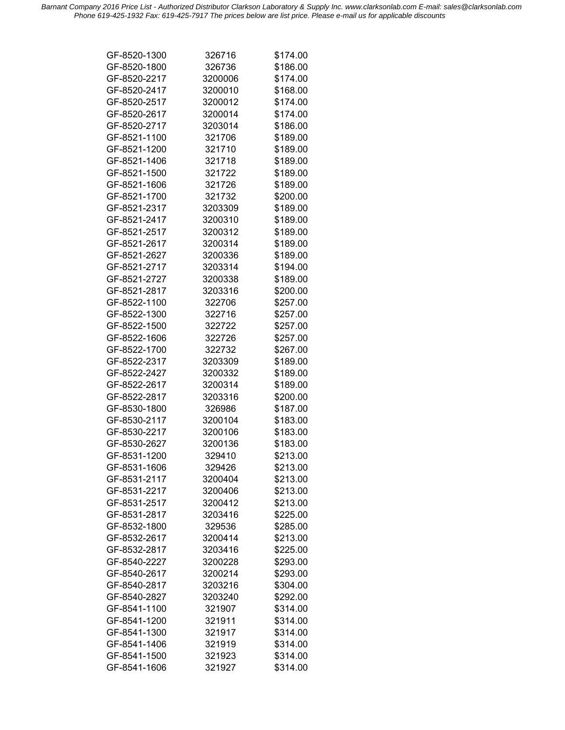| | | |
|---|---|---|
| GF-8520-1300 | 326716 | $174.00 |
| GF-8520-1800 | 326736 | $186.00 |
| GF-8520-2217 | 3200006 | $174.00 |
| GF-8520-2417 | 3200010 | $168.00 |
| GF-8520-2517 | 3200012 | $174.00 |
| GF-8520-2617 | 3200014 | $174.00 |
| GF-8520-2717 | 3203014 | $186.00 |
| GF-8521-1100 | 321706 | $189.00 |
| GF-8521-1200 | 321710 | $189.00 |
| GF-8521-1406 | 321718 | $189.00 |
| GF-8521-1500 | 321722 | $189.00 |
| GF-8521-1606 | 321726 | $189.00 |
| GF-8521-1700 | 321732 | $200.00 |
| GF-8521-2317 | 3203309 | $189.00 |
| GF-8521-2417 | 3200310 | $189.00 |
| GF-8521-2517 | 3200312 | $189.00 |
| GF-8521-2617 | 3200314 | $189.00 |
| GF-8521-2627 | 3200336 | $189.00 |
| GF-8521-2717 | 3203314 | $194.00 |
| GF-8521-2727 | 3200338 | $189.00 |
| GF-8521-2817 | 3203316 | $200.00 |
| GF-8522-1100 | 322706 | $257.00 |
| GF-8522-1300 | 322716 | $257.00 |
| GF-8522-1500 | 322722 | $257.00 |
| GF-8522-1606 | 322726 | $257.00 |
| GF-8522-1700 | 322732 | $267.00 |
| GF-8522-2317 | 3203309 | $189.00 |
| GF-8522-2427 | 3200332 | $189.00 |
| GF-8522-2617 | 3200314 | $189.00 |
| GF-8522-2817 | 3203316 | $200.00 |
| GF-8530-1800 | 326986 | $187.00 |
| GF-8530-2117 | 3200104 | $183.00 |
| GF-8530-2217 | 3200106 | $183.00 |
| GF-8530-2627 | 3200136 | $183.00 |
| GF-8531-1200 | 329410 | $213.00 |
| GF-8531-1606 | 329426 | $213.00 |
| GF-8531-2117 | 3200404 | $213.00 |
| GF-8531-2217 | 3200406 | $213.00 |
| GF-8531-2517 | 3200412 | $213.00 |
| GF-8531-2817 | 3203416 | $225.00 |
| GF-8532-1800 | 329536 | $285.00 |
| GF-8532-2617 | 3200414 | $213.00 |
| GF-8532-2817 | 3203416 | $225.00 |
| GF-8540-2227 | 3200228 | $293.00 |
| GF-8540-2617 | 3200214 | $293.00 |
| GF-8540-2817 | 3203216 | $304.00 |
| GF-8540-2827 | 3203240 | $292.00 |
| GF-8541-1100 | 321907 | $314.00 |
| GF-8541-1200 | 321911 | $314.00 |
| GF-8541-1300 | 321917 | $314.00 |
| GF-8541-1406 | 321919 | $314.00 |
| GF-8541-1500 | 321923 | $314.00 |
| GF-8541-1606 | 321927 | $314.00 |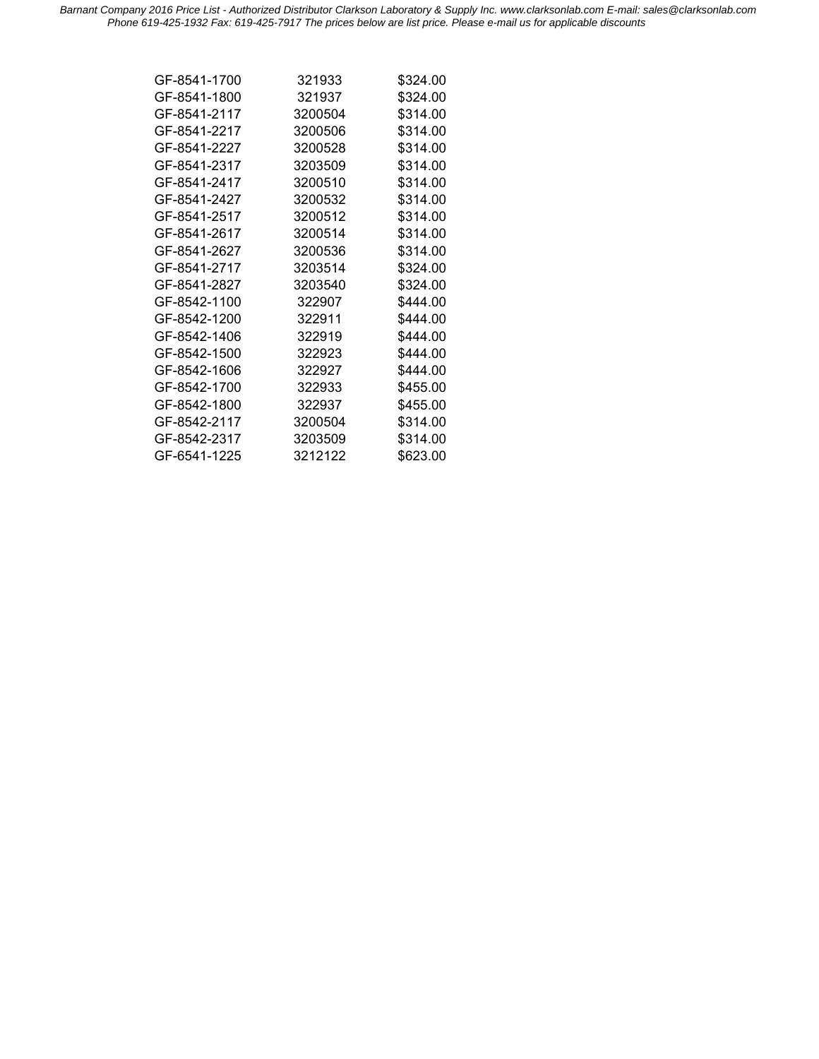| | | |
|---|---|---|
| GF-8541-1700 | 321933 | $324.00 |
| GF-8541-1800 | 321937 | $324.00 |
| GF-8541-2117 | 3200504 | $314.00 |
| GF-8541-2217 | 3200506 | $314.00 |
| GF-8541-2227 | 3200528 | $314.00 |
| GF-8541-2317 | 3203509 | $314.00 |
| GF-8541-2417 | 3200510 | $314.00 |
| GF-8541-2427 | 3200532 | $314.00 |
| GF-8541-2517 | 3200512 | $314.00 |
| GF-8541-2617 | 3200514 | $314.00 |
| GF-8541-2627 | 3200536 | $314.00 |
| GF-8541-2717 | 3203514 | $324.00 |
| GF-8541-2827 | 3203540 | $324.00 |
| GF-8542-1100 | 322907 | $444.00 |
| GF-8542-1200 | 322911 | $444.00 |
| GF-8542-1406 | 322919 | $444.00 |
| GF-8542-1500 | 322923 | $444.00 |
| GF-8542-1606 | 322927 | $444.00 |
| GF-8542-1700 | 322933 | $455.00 |
| GF-8542-1800 | 322937 | $455.00 |
| GF-8542-2117 | 3200504 | $314.00 |
| GF-8542-2317 | 3203509 | $314.00 |
| GF-6541-1225 | 3212122 | $623.00 |